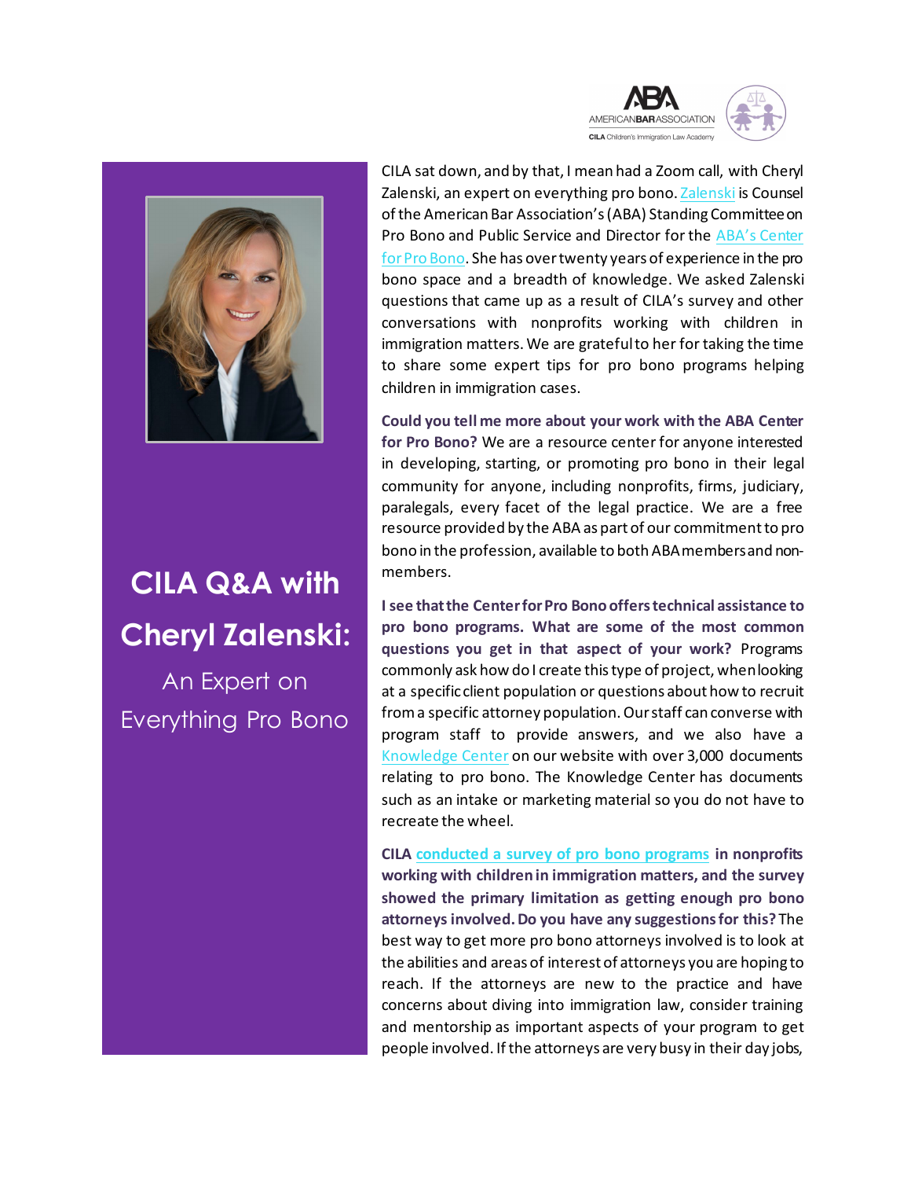# CILA Q&A with Cheryl Zalenski:

## An Expert on Everything Pro Bono

CILA sat down, and by that, I mean had a Zoom call, with Cheryl Zalenski, an expert on everything pro bono. Zalenski is Counsel of the American Bar Association's (ABA) Standing Committee on Pro Bono and Public Service and Director for the ABA's Center for Pro Bono. She has over twenty years of experience in the pro bono space and a breadth of knowledge. We asked Zalenski questions that came up as a result of CILA's survey and other conversations with nonprofits working with children in immigration matters. We are grateful to her for taking the time to share some expert tips for pro bono programs helping children in immigration cases.

**Could you tell me more about your work with the ABA Center for Pro Bono?** We are a resource center for anyone interested in developing, starting, or promoting pro bono in their legal community for anyone, including nonprofits, firms, judiciary, paralegals, every facet of the legal practice. We are a free resource provided by the ABA as part of our commitment to pro bono in the profession, available to both ABA members and non-members.

**I see that the Center for Pro Bono offers technical assistance to pro bono programs. What are some of the most common questions you get in that aspect of your work?** Programs commonly ask how do I create this type of project, when looking at a specific client population or questions about how to recruit from a specific attorney population. Our staff can converse with program staff to provide answers, and we also have a Knowledge Center on our website with over 3,000 documents relating to pro bono. The Knowledge Center has documents such as an intake or marketing material so you do not have to recreate the wheel.

**CILA conducted a survey of pro bono programs in nonprofits working with children in immigration matters, and the survey showed the primary limitation as getting enough pro bono attorneys involved. Do you have any suggestions for this?** The best way to get more pro bono attorneys involved is to look at the abilities and areas of interest of attorneys you are hoping to reach. If the attorneys are new to the practice and have concerns about diving into immigration law, consider training and mentorship as important aspects of your program to get people involved. If the attorneys are very busy in their day jobs,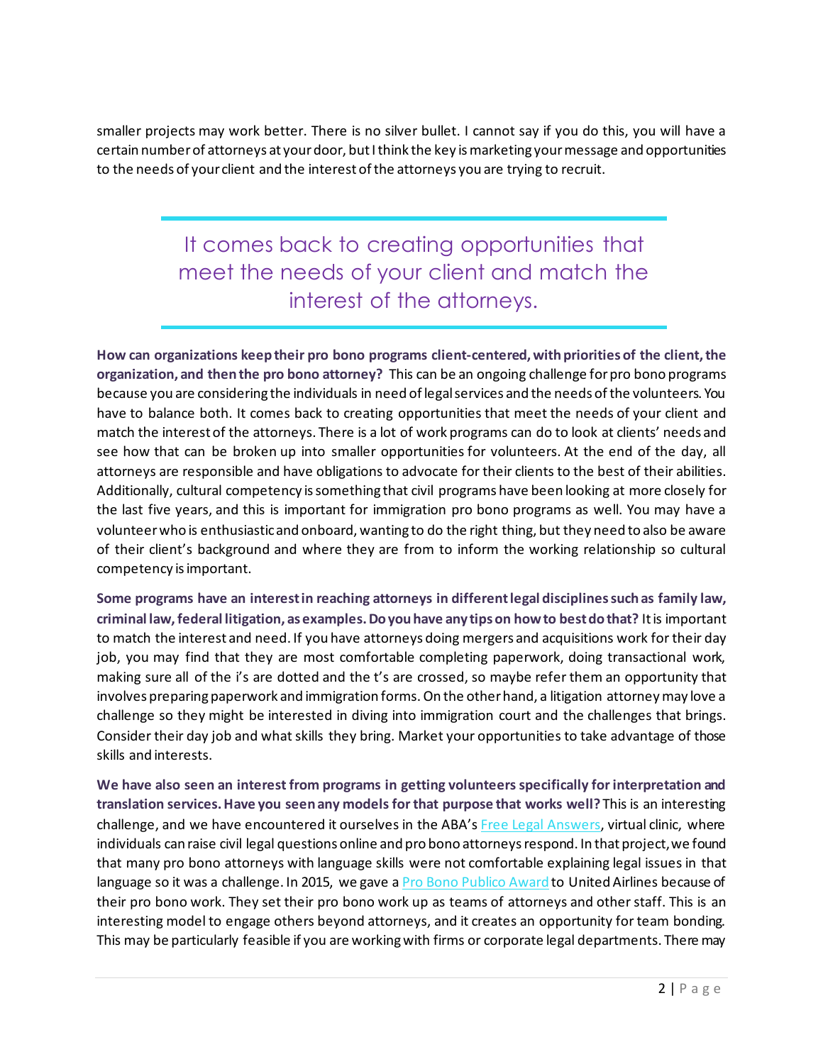smaller projects may work better. There is no silver bullet. I cannot say if you do this, you will have a certain number of attorneys at your door, but I think the key is marketing your message and opportunities to the needs of your client and the interest of the attorneys you are trying to recruit.

> It comes back to creating opportunities that meet the needs of your client and match the interest of the attorneys.

**How can organizations keep their pro bono programs client-centered, with priorities of the client, the organization, and then the pro bono attorney?** This can be an ongoing challenge for pro bono programs because you are considering the individuals in need of legal services and the needs of the volunteers. You have to balance both. It comes back to creating opportunities that meet the needs of your client and match the interest of the attorneys. There is a lot of work programs can do to look at clients' needs and see how that can be broken up into smaller opportunities for volunteers. At the end of the day, all attorneys are responsible and have obligations to advocate for their clients to the best of their abilities. Additionally, cultural competency is something that civil programs have been looking at more closely for the last five years, and this is important for immigration pro bono programs as well. You may have a volunteer who is enthusiastic and onboard, wanting to do the right thing, but they need to also be aware of their client's background and where they are from to inform the working relationship so cultural competency is important.

**Some programs have an interest in reaching attorneys in different legal disciplines such as family law, criminal law, federal litigation, as examples. Do you have any tips on how to best do that?** It is important to match the interest and need. If you have attorneys doing mergers and acquisitions work for their day job, you may find that they are most comfortable completing paperwork, doing transactional work, making sure all of the i's are dotted and the t's are crossed, so maybe refer them an opportunity that involves preparing paperwork and immigration forms. On the other hand, a litigation attorney may love a challenge so they might be interested in diving into immigration court and the challenges that brings. Consider their day job and what skills they bring. Market your opportunities to take advantage of those skills and interests.

**We have also seen an interest from programs in getting volunteers specifically for interpretation and translation services. Have you seen any models for that purpose that works well?** This is an interesting challenge, and we have encountered it ourselves in the ABA's Free Legal Answers, virtual clinic, where individuals can raise civil legal questions online and pro bono attorneys respond. In that project, we found that many pro bono attorneys with language skills were not comfortable explaining legal issues in that language so it was a challenge. In 2015, we gave a Pro Bono Publico Award to United Airlines because of their pro bono work. They set their pro bono work up as teams of attorneys and other staff. This is an interesting model to engage others beyond attorneys, and it creates an opportunity for team bonding. This may be particularly feasible if you are working with firms or corporate legal departments. There may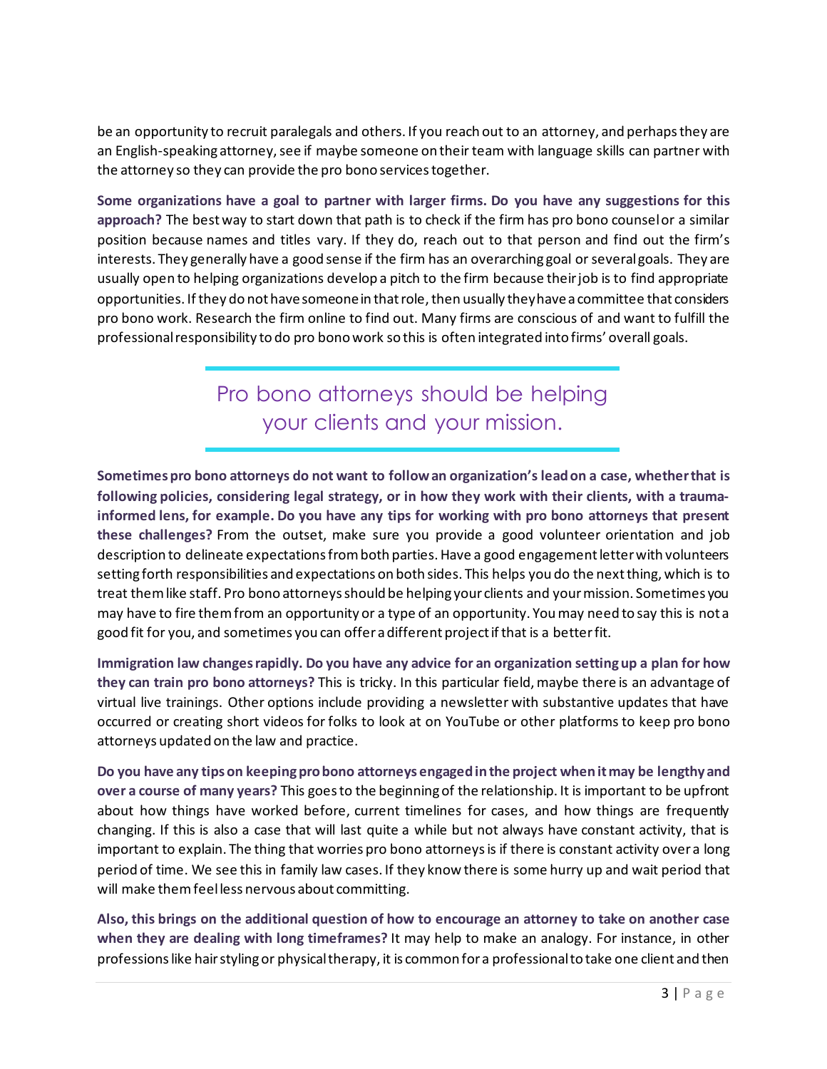be an opportunity to recruit paralegals and others. If you reach out to an attorney, and perhaps they are an English-speaking attorney, see if maybe someone on their team with language skills can partner with the attorney so they can provide the pro bono services together.

**Some organizations have a goal to partner with larger firms. Do you have any suggestions for this approach?** The best way to start down that path is to check if the firm has pro bono counsel or a similar position because names and titles vary. If they do, reach out to that person and find out the firm's interests. They generally have a good sense if the firm has an overarching goal or several goals. They are usually open to helping organizations develop a pitch to the firm because their job is to find appropriate opportunities. If they do not have someone in that role, then usually they have a committee that considers pro bono work. Research the firm online to find out. Many firms are conscious of and want to fulfill the professional responsibility to do pro bono work so this is often integrated into firms' overall goals.

> Pro bono attorneys should be helping your clients and your mission.

**Sometimes pro bono attorneys do not want to follow an organization's lead on a case, whether that is following policies, considering legal strategy, or in how they work with their clients, with a trauma-informed lens, for example. Do you have any tips for working with pro bono attorneys that present these challenges?** From the outset, make sure you provide a good volunteer orientation and job description to delineate expectations from both parties. Have a good engagement letter with volunteers setting forth responsibilities and expectations on both sides. This helps you do the next thing, which is to treat them like staff. Pro bono attorneys should be helping your clients and your mission. Sometimes you may have to fire them from an opportunity or a type of an opportunity. You may need to say this is not a good fit for you, and sometimes you can offer a different project if that is a better fit.

**Immigration law changes rapidly. Do you have any advice for an organization setting up a plan for how they can train pro bono attorneys?** This is tricky. In this particular field, maybe there is an advantage of virtual live trainings. Other options include providing a newsletter with substantive updates that have occurred or creating short videos for folks to look at on YouTube or other platforms to keep pro bono attorneys updated on the law and practice.

**Do you have any tips on keeping pro bono attorneys engaged in the project when it may be lengthy and over a course of many years?** This goes to the beginning of the relationship. It is important to be upfront about how things have worked before, current timelines for cases, and how things are frequently changing. If this is also a case that will last quite a while but not always have constant activity, that is important to explain. The thing that worries pro bono attorneys is if there is constant activity over a long period of time. We see this in family law cases. If they know there is some hurry up and wait period that will make them feel less nervous about committing.

**Also, this brings on the additional question of how to encourage an attorney to take on another case when they are dealing with long timeframes?** It may help to make an analogy. For instance, in other professions like hair styling or physical therapy, it is common for a professional to take one client and then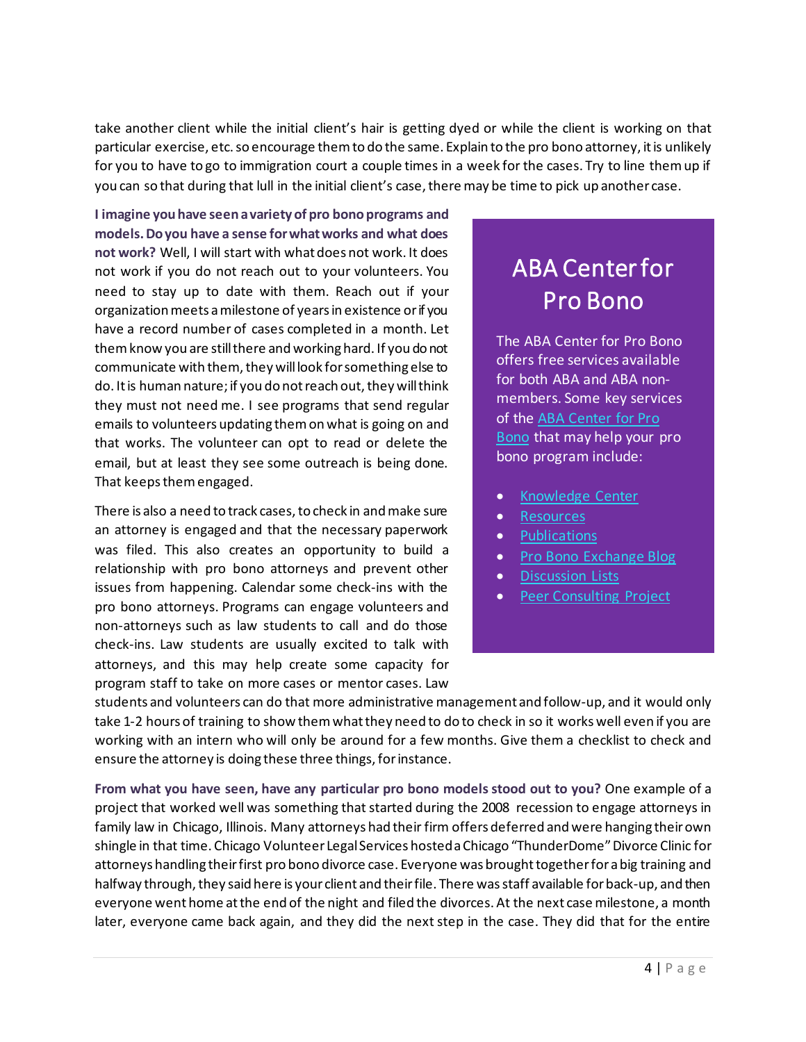take another client while the initial client's hair is getting dyed or while the client is working on that particular exercise, etc. so encourage them to do the same. Explain to the pro bono attorney, it is unlikely for you to have to go to immigration court a couple times in a week for the cases. Try to line them up if you can so that during that lull in the initial client's case, there may be time to pick up another case.

**I imagine you have seen a variety of pro bono programs and models. Do you have a sense for what works and what does not work?** Well, I will start with what does not work. It does not work if you do not reach out to your volunteers. You need to stay up to date with them. Reach out if your organization meets a milestone of years in existence or if you have a record number of cases completed in a month. Let them know you are still there and working hard. If you do not communicate with them, they will look for something else to do. It is human nature; if you do not reach out, they will think they must not need me. I see programs that send regular emails to volunteers updating them on what is going on and that works. The volunteer can opt to read or delete the email, but at least they see some outreach is being done. That keeps them engaged.

There is also a need to track cases, to check in and make sure an attorney is engaged and that the necessary paperwork was filed. This also creates an opportunity to build a relationship with pro bono attorneys and prevent other issues from happening. Calendar some check-ins with the pro bono attorneys. Programs can engage volunteers and non-attorneys such as law students to call and do those check-ins. Law students are usually excited to talk with attorneys, and this may help create some capacity for program staff to take on more cases or mentor cases. Law students and volunteers can do that more administrative management and follow-up, and it would only take 1-2 hours of training to show them what they need to do to check in so it works well even if you are working with an intern who will only be around for a few months. Give them a checklist to check and ensure the attorney is doing these three things, for instance.

## ABA Center for Pro Bono

The ABA Center for Pro Bono offers free services available for both ABA and ABA non-members. Some key services of the ABA Center for Pro Bono that may help your pro bono program include:

- Knowledge Center
- Resources
- Publications
- Pro Bono Exchange Blog
- Discussion Lists
- Peer Consulting Project

**From what you have seen, have any particular pro bono models stood out to you?** One example of a project that worked well was something that started during the 2008 recession to engage attorneys in family law in Chicago, Illinois. Many attorneys had their firm offers deferred and were hanging their own shingle in that time. Chicago Volunteer Legal Services hosted a Chicago "ThunderDome" Divorce Clinic for attorneys handling their first pro bono divorce case. Everyone was brought together for a big training and halfway through, they said here is your client and their file. There was staff available for back-up, and then everyone went home at the end of the night and filed the divorces. At the next case milestone, a month later, everyone came back again, and they did the next step in the case. They did that for the entire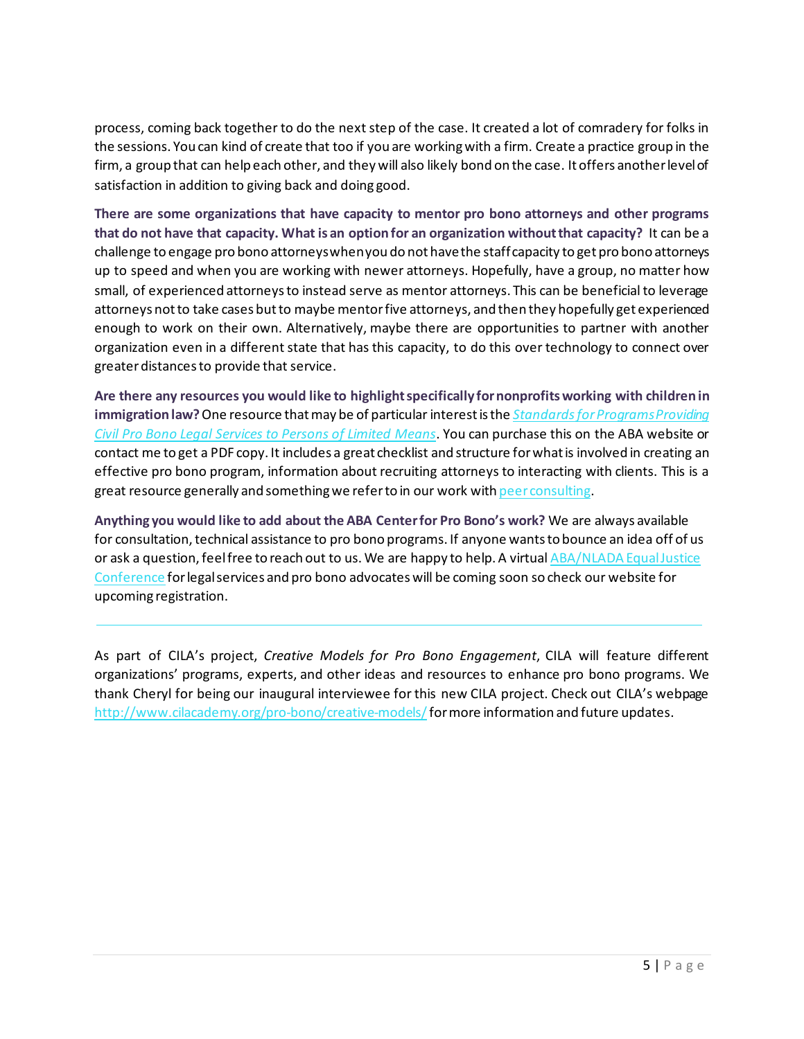process, coming back together to do the next step of the case. It created a lot of comradery for folks in the sessions. You can kind of create that too if you are working with a firm. Create a practice group in the firm, a group that can help each other, and they will also likely bond on the case. It offers another level of satisfaction in addition to giving back and doing good.

**There are some organizations that have capacity to mentor pro bono attorneys and other programs that do not have that capacity. What is an option for an organization without that capacity?** It can be a challenge to engage pro bono attorneys when you do not have the staff capacity to get pro bono attorneys up to speed and when you are working with newer attorneys. Hopefully, have a group, no matter how small, of experienced attorneys to instead serve as mentor attorneys. This can be beneficial to leverage attorneys not to take cases but to maybe mentor five attorneys, and then they hopefully get experienced enough to work on their own. Alternatively, maybe there are opportunities to partner with another organization even in a different state that has this capacity, to do this over technology to connect over greater distances to provide that service.

**Are there any resources you would like to highlight specifically for nonprofits working with children in immigration law?** One resource that may be of particular interest is the *Standards for Programs Providing Civil Pro Bono Legal Services to Persons of Limited Means*. You can purchase this on the ABA website or contact me to get a PDF copy. It includes a great checklist and structure for what is involved in creating an effective pro bono program, information about recruiting attorneys to interacting with clients. This is a great resource generally and something we refer to in our work with peer consulting.

**Anything you would like to add about the ABA Center for Pro Bono's work?** We are always available for consultation, technical assistance to pro bono programs. If anyone wants to bounce an idea off of us or ask a question, feel free to reach out to us. We are happy to help. A virtual ABA/NLADA Equal Justice Conference for legal services and pro bono advocates will be coming soon so check our website for upcoming registration.

---

As part of CILA's project, *Creative Models for Pro Bono Engagement*, CILA will feature different organizations' programs, experts, and other ideas and resources to enhance pro bono programs. We thank Cheryl for being our inaugural interviewee for this new CILA project. Check out CILA's webpage http://www.cilacademy.org/pro-bono/creative-models/ for more information and future updates.